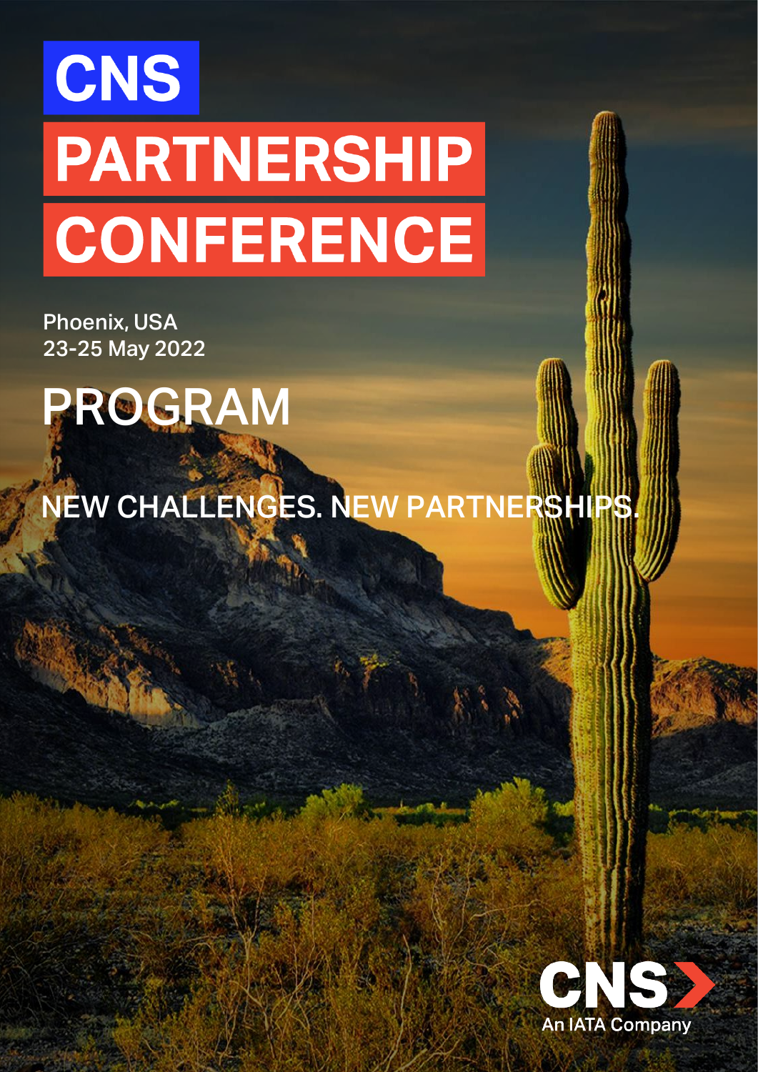# CNS PARTNERSHIP CONFERENCE

Phoenix, USA
23-25 May 2022

## PROGRAM

NEW CHALLENGES. NEW PARTNERSHIPS.

CNS
An IATA Company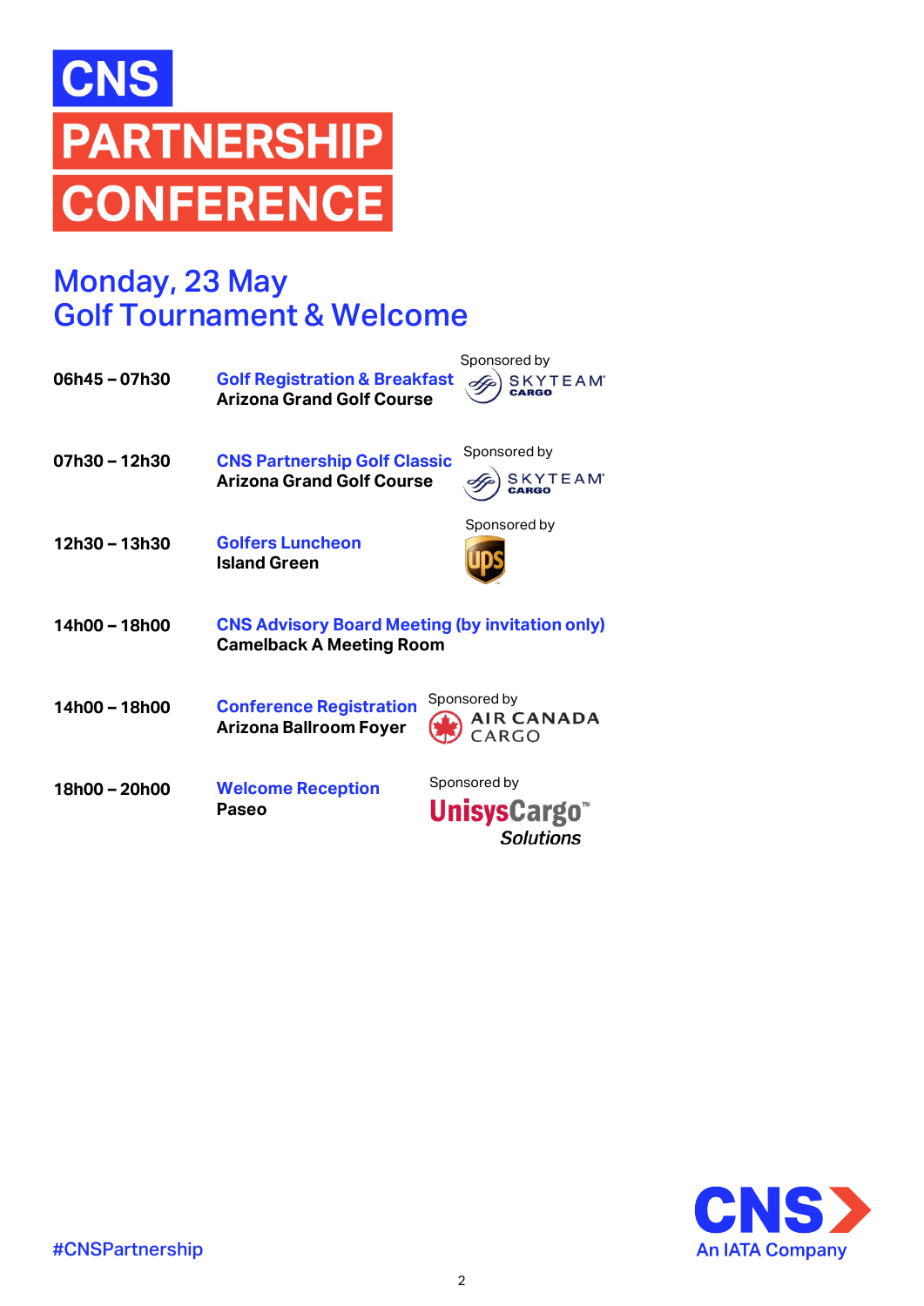# CNS PARTNERSHIP CONFERENCE

## Monday, 23 May
## Golf Tournament & Welcome

**06h45 – 07h30**
**Golf Registration & Breakfast**
**Arizona Grand Golf Course**
Sponsored by SKYTEAM CARGO

**07h30 – 12h30**
**CNS Partnership Golf Classic**
**Arizona Grand Golf Course**
Sponsored by SKYTEAM CARGO

**12h30 – 13h30**
**Golfers Luncheon**
**Island Green**
Sponsored by UPS

**14h00 – 18h00**
**CNS Advisory Board Meeting (by invitation only)**
**Camelback A Meeting Room**

**14h00 – 18h00**
**Conference Registration**
**Arizona Ballroom Foyer**
Sponsored by AIR CANADA CARGO

**18h00 – 20h00**
**Welcome Reception**
**Paseo**
Sponsored by UnisysCargo™ Solutions

#CNSPartnership

CNS An IATA Company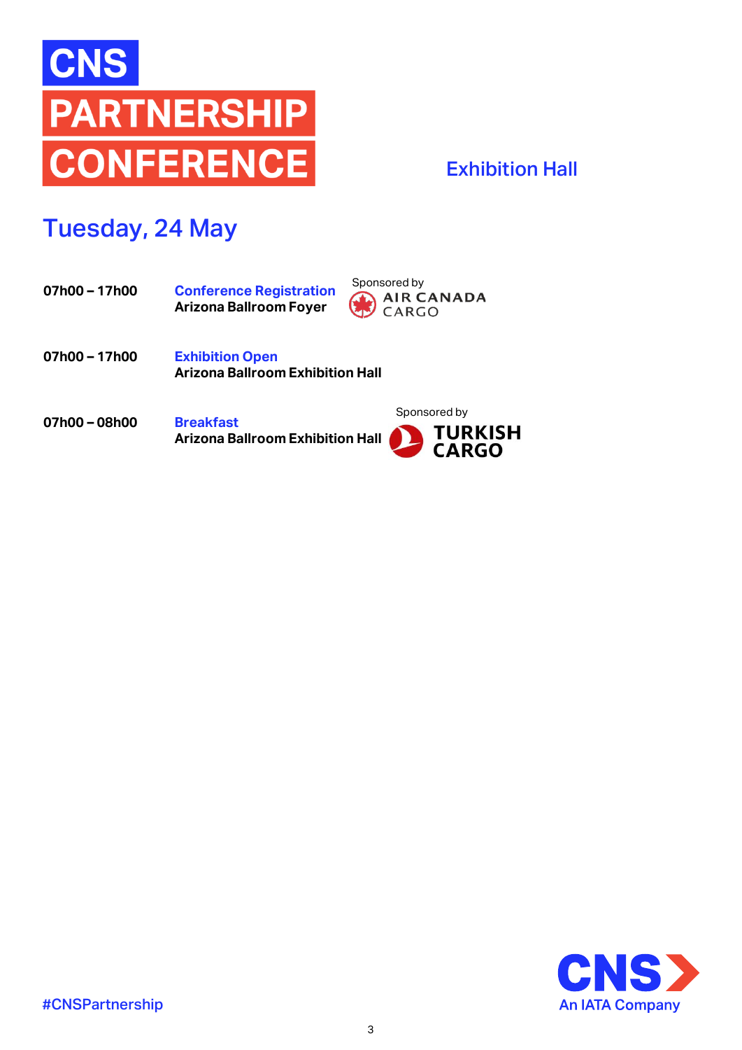# CNS PARTNERSHIP CONFERENCE

## Exhibition Hall

## Tuesday, 24 May

**07h00 – 17h00** — **Conference Registration**
**Arizona Ballroom Foyer**
Sponsored by AIR CANADA CARGO

**07h00 – 17h00** — **Exhibition Open**
**Arizona Ballroom Exhibition Hall**

**07h00 – 08h00** — **Breakfast**
**Arizona Ballroom Exhibition Hall**
Sponsored by TURKISH CARGO

#CNSPartnership

CNS An IATA Company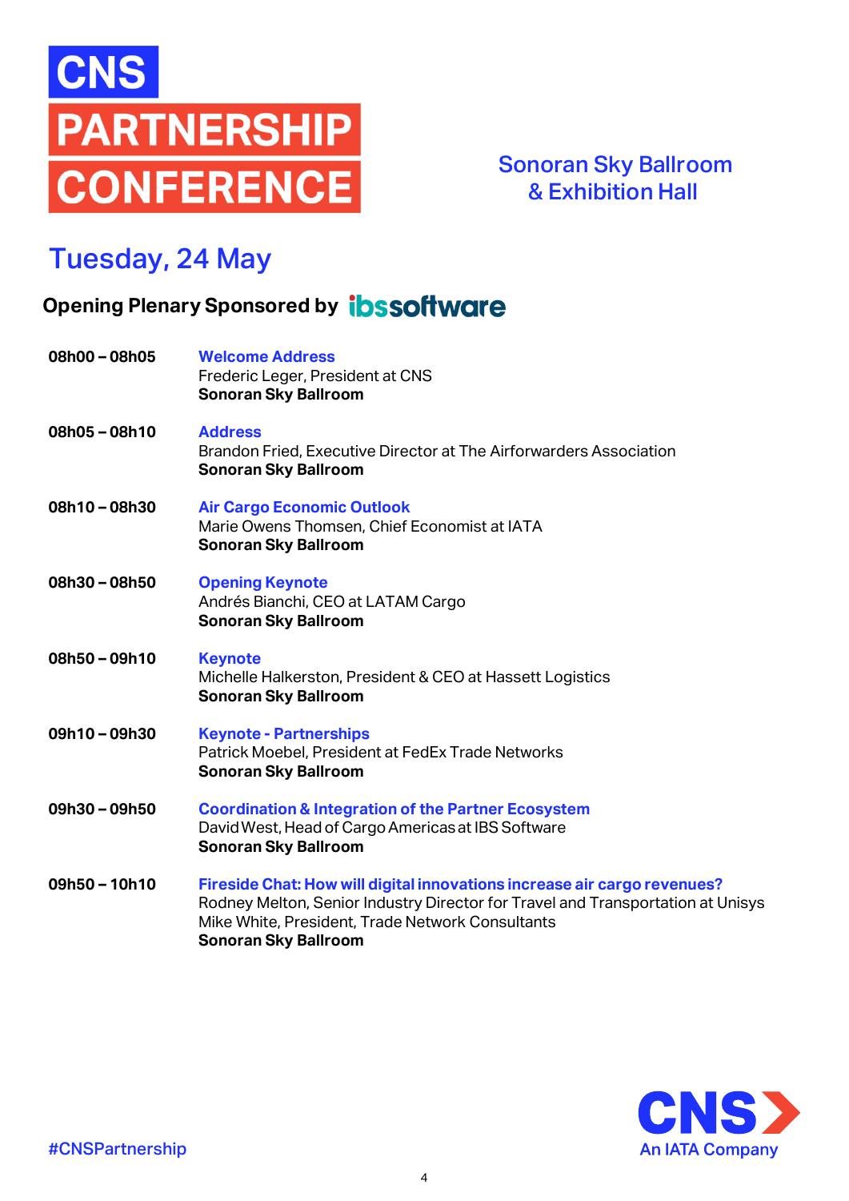# CNS PARTNERSHIP CONFERENCE

**Sonoran Sky Ballroom & Exhibition Hall**

## Tuesday, 24 May

### Opening Plenary Sponsored by ibssoftware

**08h00 – 08h05**
**Welcome Address**
Frederic Leger, President at CNS
**Sonoran Sky Ballroom**

**08h05 – 08h10**
**Address**
Brandon Fried, Executive Director at The Airforwarders Association
**Sonoran Sky Ballroom**

**08h10 – 08h30**
**Air Cargo Economic Outlook**
Marie Owens Thomsen, Chief Economist at IATA
**Sonoran Sky Ballroom**

**08h30 – 08h50**
**Opening Keynote**
Andrés Bianchi, CEO at LATAM Cargo
**Sonoran Sky Ballroom**

**08h50 – 09h10**
**Keynote**
Michelle Halkerston, President & CEO at Hassett Logistics
**Sonoran Sky Ballroom**

**09h10 – 09h30**
**Keynote - Partnerships**
Patrick Moebel, President at FedEx Trade Networks
**Sonoran Sky Ballroom**

**09h30 – 09h50**
**Coordination & Integration of the Partner Ecosystem**
David West, Head of Cargo Americas at IBS Software
**Sonoran Sky Ballroom**

**09h50 – 10h10**
**Fireside Chat: How will digital innovations increase air cargo revenues?**
Rodney Melton, Senior Industry Director for Travel and Transportation at Unisys
Mike White, President, Trade Network Consultants
**Sonoran Sky Ballroom**

#CNSPartnership

CNS An IATA Company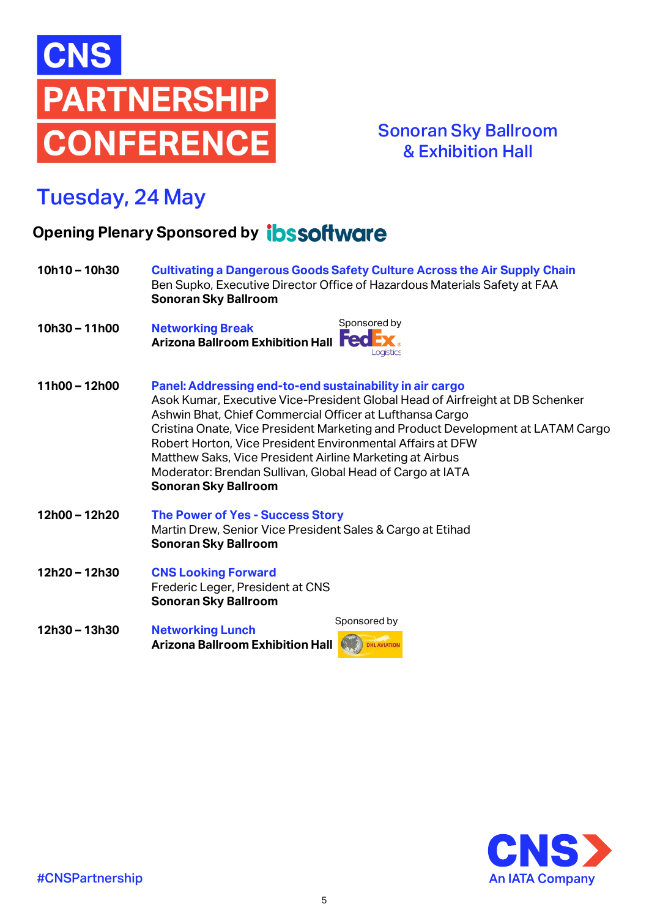# CNS PARTNERSHIP CONFERENCE

**Sonoran Sky Ballroom & Exhibition Hall**

## Tuesday, 24 May

**Opening Plenary Sponsored by ibssoftware**

**10h10 – 10h30**
**Cultivating a Dangerous Goods Safety Culture Across the Air Supply Chain**
Ben Supko, Executive Director Office of Hazardous Materials Safety at FAA
**Sonoran Sky Ballroom**

**10h30 – 11h00**
**Networking Break**
**Arizona Ballroom Exhibition Hall**
Sponsored by FedEx Logistics

**11h00 – 12h00**
**Panel: Addressing end-to-end sustainability in air cargo**
Asok Kumar, Executive Vice-President Global Head of Airfreight at DB Schenker
Ashwin Bhat, Chief Commercial Officer at Lufthansa Cargo
Cristina Onate, Vice President Marketing and Product Development at LATAM Cargo
Robert Horton, Vice President Environmental Affairs at DFW
Matthew Saks, Vice President Airline Marketing at Airbus
Moderator: Brendan Sullivan, Global Head of Cargo at IATA
**Sonoran Sky Ballroom**

**12h00 – 12h20**
**The Power of Yes - Success Story**
Martin Drew, Senior Vice President Sales & Cargo at Etihad
**Sonoran Sky Ballroom**

**12h20 – 12h30**
**CNS Looking Forward**
Frederic Leger, President at CNS
**Sonoran Sky Ballroom**

**12h30 – 13h30**
**Networking Lunch**
**Arizona Ballroom Exhibition Hall**
Sponsored by DHL AVIATION

#CNSPartnership

CNS An IATA Company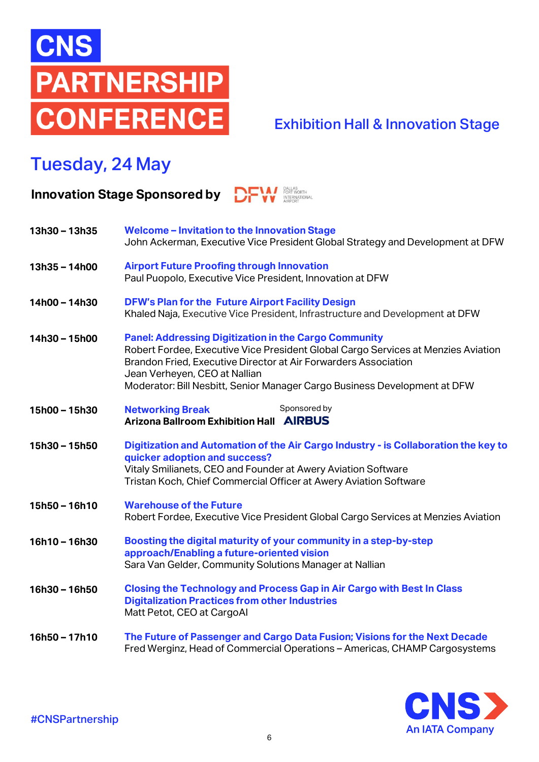# CNS PARTNERSHIP CONFERENCE

## Exhibition Hall & Innovation Stage

## Tuesday, 24 May

**Innovation Stage Sponsored by** DFW DALLAS FORT WORTH INTERNATIONAL AIRPORT

**13h30 – 13h35** **Welcome – Invitation to the Innovation Stage**
John Ackerman, Executive Vice President Global Strategy and Development at DFW

**13h35 – 14h00** **Airport Future Proofing through Innovation**
Paul Puopolo, Executive Vice President, Innovation at DFW

**14h00 – 14h30** **DFW's Plan for the Future Airport Facility Design**
Khaled Naja, Executive Vice President, Infrastructure and Development at DFW

**14h30 – 15h00** **Panel: Addressing Digitization in the Cargo Community**
Robert Fordee, Executive Vice President Global Cargo Services at Menzies Aviation
Brandon Fried, Executive Director at Air Forwarders Association
Jean Verheyen, CEO at Nallian
Moderator: Bill Nesbitt, Senior Manager Cargo Business Development at DFW

**15h00 – 15h30** **Networking Break**
**Arizona Ballroom Exhibition Hall**
Sponsored by AIRBUS

**15h30 – 15h50** **Digitization and Automation of the Air Cargo Industry - is Collaboration the key to quicker adoption and success?**
Vitaly Smilianets, CEO and Founder at Awery Aviation Software
Tristan Koch, Chief Commercial Officer at Awery Aviation Software

**15h50 – 16h10** **Warehouse of the Future**
Robert Fordee, Executive Vice President Global Cargo Services at Menzies Aviation

**16h10 – 16h30** **Boosting the digital maturity of your community in a step-by-step approach/Enabling a future-oriented vision**
Sara Van Gelder, Community Solutions Manager at Nallian

**16h30 – 16h50** **Closing the Technology and Process Gap in Air Cargo with Best In Class Digitalization Practices from other Industries**
Matt Petot, CEO at CargoAI

**16h50 – 17h10** **The Future of Passenger and Cargo Data Fusion; Visions for the Next Decade**
Fred Werginz, Head of Commercial Operations – Americas, CHAMP Cargosystems

#CNSPartnership

CNS An IATA Company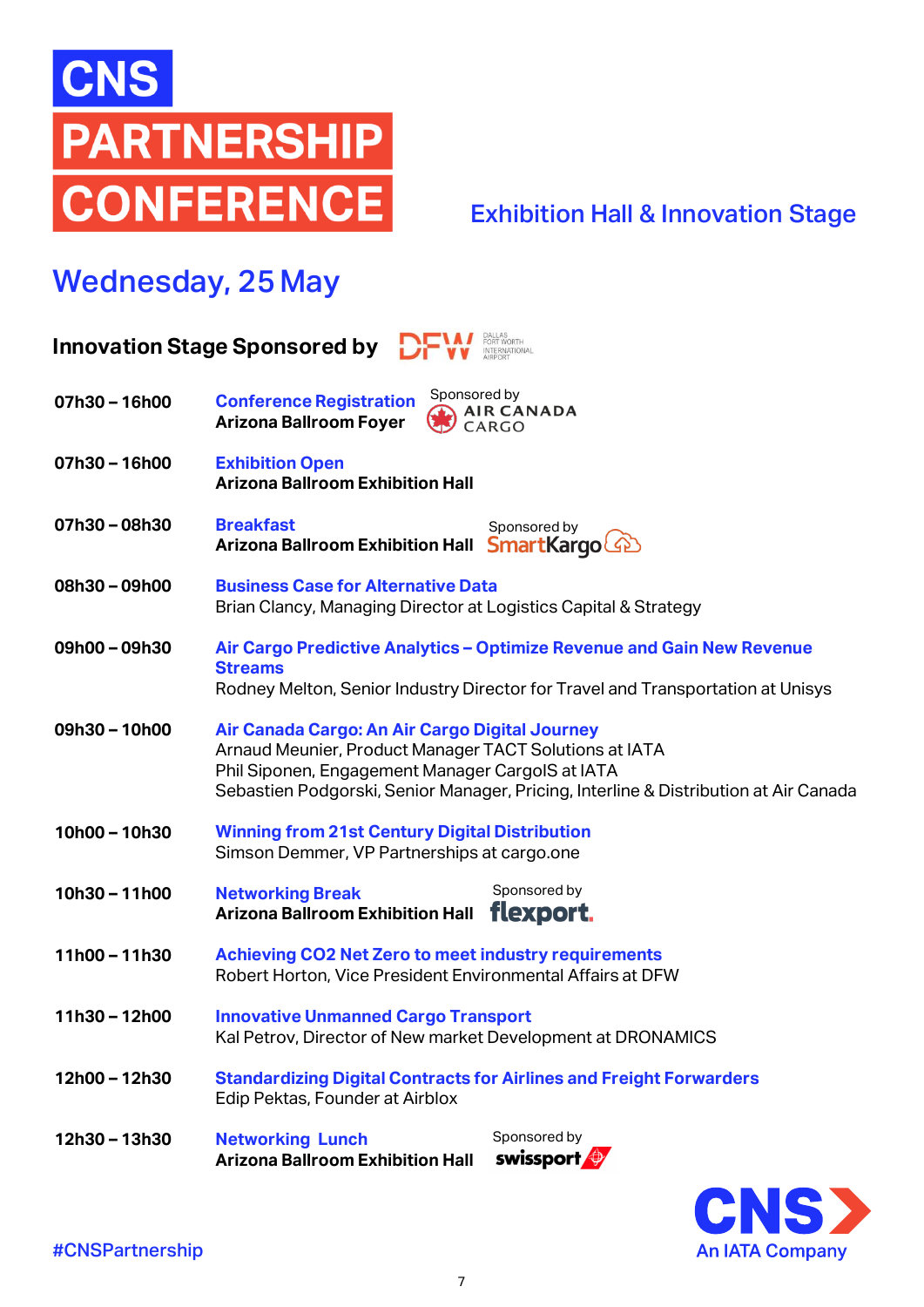# CNS PARTNERSHIP CONFERENCE

## Exhibition Hall & Innovation Stage

## Wednesday, 25 May

**Innovation Stage Sponsored by** DFW Dallas Fort Worth International Airport

**07h30 – 16h00**
**Conference Registration**
**Arizona Ballroom Foyer**
Sponsored by Air Canada Cargo

**07h30 – 16h00**
**Exhibition Open**
**Arizona Ballroom Exhibition Hall**

**07h30 – 08h30**
**Breakfast**
**Arizona Ballroom Exhibition Hall**
Sponsored by SmartKargo

**08h30 – 09h00**
**Business Case for Alternative Data**
Brian Clancy, Managing Director at Logistics Capital & Strategy

**09h00 – 09h30**
**Air Cargo Predictive Analytics – Optimize Revenue and Gain New Revenue Streams**
Rodney Melton, Senior Industry Director for Travel and Transportation at Unisys

**09h30 – 10h00**
**Air Canada Cargo: An Air Cargo Digital Journey**
Arnaud Meunier, Product Manager TACT Solutions at IATA
Phil Siponen, Engagement Manager CargoIS at IATA
Sebastien Podgorski, Senior Manager, Pricing, Interline & Distribution at Air Canada

**10h00 – 10h30**
**Winning from 21st Century Digital Distribution**
Simson Demmer, VP Partnerships at cargo.one

**10h30 – 11h00**
**Networking Break**
**Arizona Ballroom Exhibition Hall**
Sponsored by flexport.

**11h00 – 11h30**
**Achieving CO2 Net Zero to meet industry requirements**
Robert Horton, Vice President Environmental Affairs at DFW

**11h30 – 12h00**
**Innovative Unmanned Cargo Transport**
Kal Petrov, Director of New market Development at DRONAMICS

**12h00 – 12h30**
**Standardizing Digital Contracts for Airlines and Freight Forwarders**
Edip Pektas, Founder at Airblox

**12h30 – 13h30**
**Networking Lunch**
**Arizona Ballroom Exhibition Hall**
Sponsored by swissport

#CNSPartnership

CNS An IATA Company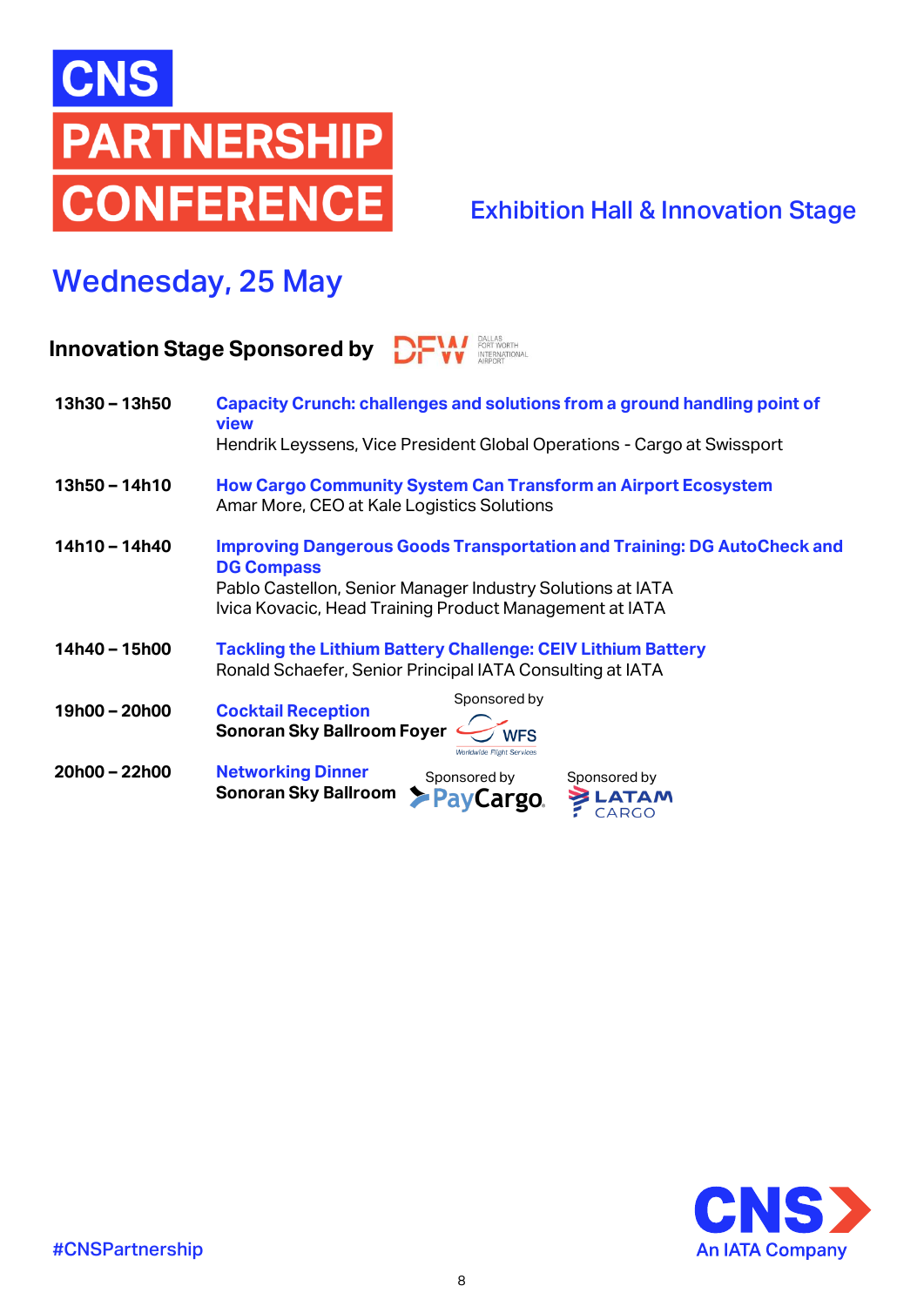# CNS PARTNERSHIP CONFERENCE

## Exhibition Hall & Innovation Stage

## Wednesday, 25 May

**Innovation Stage Sponsored by** DFW Dallas Fort Worth International Airport

**13h30 – 13h50**
**Capacity Crunch: challenges and solutions from a ground handling point of view**
Hendrik Leyssens, Vice President Global Operations - Cargo at Swissport

**13h50 – 14h10**
**How Cargo Community System Can Transform an Airport Ecosystem**
Amar More, CEO at Kale Logistics Solutions

**14h10 – 14h40**
**Improving Dangerous Goods Transportation and Training: DG AutoCheck and DG Compass**
Pablo Castellon, Senior Manager Industry Solutions at IATA
Ivica Kovacic, Head Training Product Management at IATA

**14h40 – 15h00**
**Tackling the Lithium Battery Challenge: CEIV Lithium Battery**
Ronald Schaefer, Senior Principal IATA Consulting at IATA

**19h00 – 20h00**
**Cocktail Reception**
**Sonoran Sky Ballroom Foyer**
Sponsored by WFS Worldwide Flight Services

**20h00 – 22h00**
**Networking Dinner**
**Sonoran Sky Ballroom**
Sponsored by PayCargo
Sponsored by LATAM CARGO

#CNSPartnership

CNS An IATA Company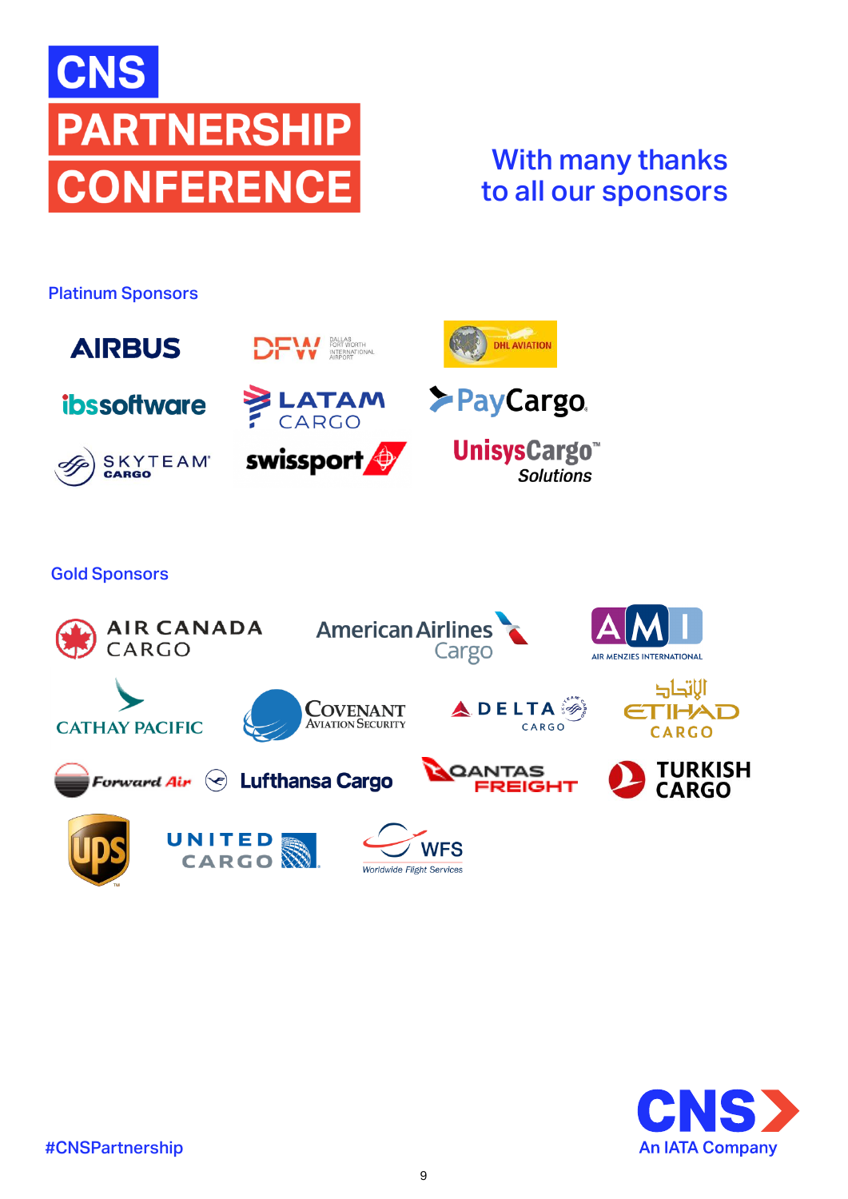# CNS PARTNERSHIP CONFERENCE

## With many thanks to all our sponsors

### Platinum Sponsors

- AIRBUS
- DFW Dallas Fort Worth International Airport
- DHL AVIATION
- ibssoftware
- LATAM CARGO
- PayCargo
- SKYTEAM CARGO
- swissport
- UnisysCargo™ Solutions

### Gold Sponsors

- AIR CANADA CARGO
- American Airlines Cargo
- AMI AIR MENZIES INTERNATIONAL
- CATHAY PACIFIC
- Covenant Aviation Security
- DELTA CARGO
- الاتحاد ETIHAD CARGO
- Forward Air
- Lufthansa Cargo
- QANTAS FREIGHT
- TURKISH CARGO
- UPS
- UNITED CARGO
- WFS Worldwide Flight Services

#CNSPartnership

CNS An IATA Company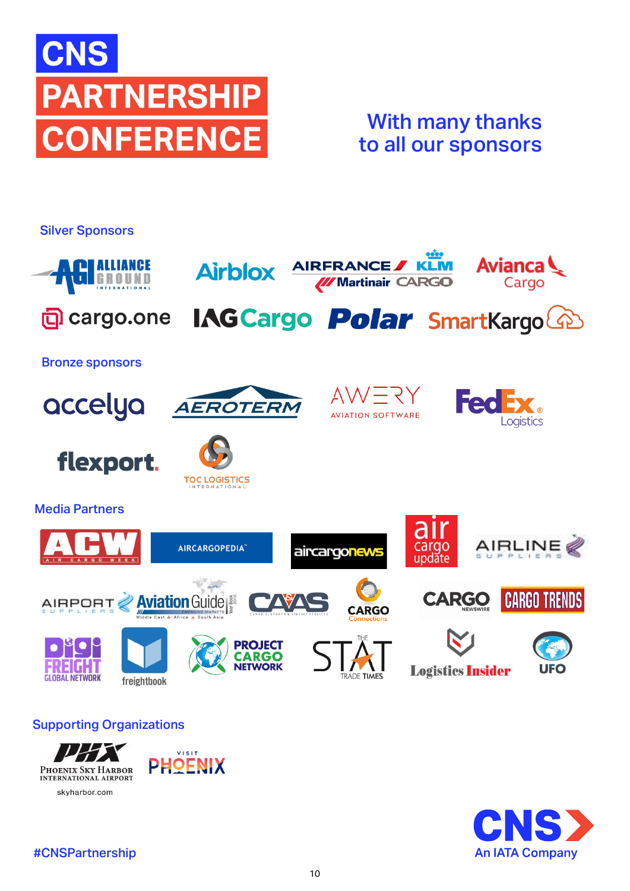# CNS PARTNERSHIP CONFERENCE

With many thanks to all our sponsors

## Silver Sponsors

ALLIANCE GROUND INTERNATIONAL

Airblox

AIRFRANCE KLM Martinair CARGO

Avianca Cargo

cargo.one

IAG Cargo

Polar

SmartKargo

## Bronze sponsors

accelya

AEROTERM

AWERY AVIATION SOFTWARE

FedEx Logistics

flexport.

TOC LOGISTICS INTERNATIONAL

## Media Partners

ACW AIR CARGO WEEK

AIRCARGOPEDIA

aircargonews

air cargo update

AIRLINE SUPPLIERS

AIRPORT SUPPLIERS

Aviation Guide Middle East Africa South Asia

CAAS

CARGO Connections

CARGO NEWSWIRE

CARGO TRENDS

Digi FREIGHT GLOBAL NETWORK

freightbook

PROJECT CARGO NETWORK

THE STAT TRADE TIMES

Logistics Insider

UFO

## Supporting Organizations

PHX Phoenix Sky Harbor International Airport skyharbor.com

VISIT PHOENIX

#CNSPartnership

CNS An IATA Company